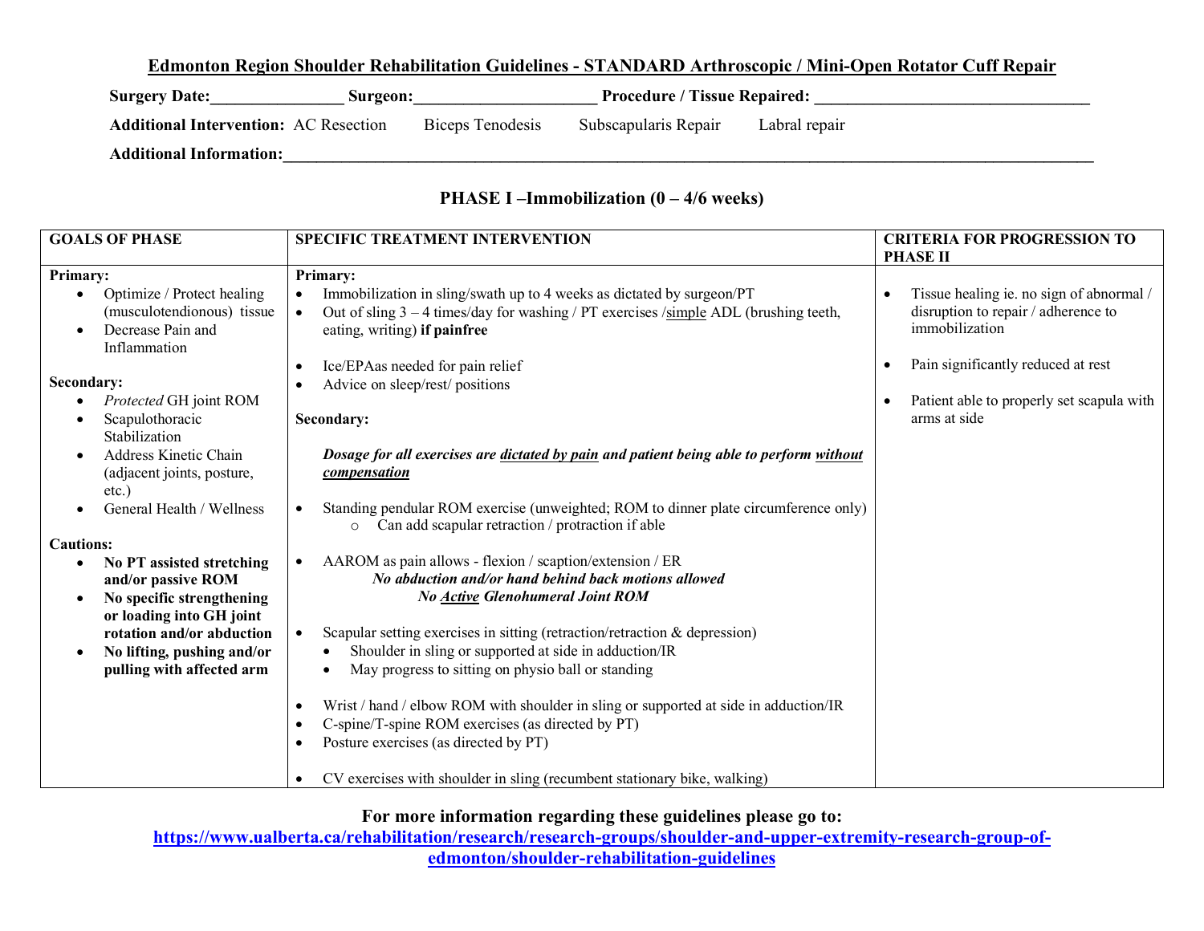# Edmonton Region Shoulder Rehabilitation Guidelines - STANDARD Arthroscopic / Mini-Open Rotator Cuff Repair

**Surgery Date:**_______________ **Surgeon:**_____________________ **Procedure / Tissue Repaired:** _________________________________

**Additional Intervention:** AC Resection    Biceps Tenodesis    Subscapularis Repair    Labral repair

**Additional Information:**____________________________________________________________________________________________

## PHASE I –Immobilization (0 – 4/6 weeks)

| GOALS OF PHASE | SPECIFIC TREATMENT INTERVENTION | CRITERIA FOR PROGRESSION TO PHASE II |
|---|---|---|
| **Primary:**<br>• Optimize / Protect healing (musculotendionous) tissue<br>• Decrease Pain and Inflammation<br><br>**Secondary:**<br>• *Protected* GH joint ROM<br>• Scapulothoracic Stabilization<br>• Address Kinetic Chain (adjacent joints, posture, etc.)<br>• General Health / Wellness<br><br>**Cautions:**<br>• **No PT assisted stretching and/or passive ROM**<br>• **No specific strengthening or loading into GH joint rotation and/or abduction**<br>• **No lifting, pushing and/or pulling with affected arm** | **Primary:**<br>• Immobilization in sling/swath up to 4 weeks as dictated by surgeon/PT<br>• Out of sling 3 – 4 times/day for washing / PT exercises /<u>simple</u> ADL (brushing teeth, eating, writing) **if painfree**<br><br>• Ice/EPAas needed for pain relief<br>• Advice on sleep/rest/ positions<br><br>**Secondary:**<br><br>***Dosage for all exercises are <u>dictated by pain</u> and patient being able to perform <u>without compensation</u>***<br><br>• Standing pendular ROM exercise (unweighted; ROM to dinner plate circumference only)<br>  ○ Can add scapular retraction / protraction if able<br><br>• AAROM as pain allows - flexion / scaption/extension / ER<br>  ***No abduction and/or hand behind back motions allowed***<br>  ***No <u>Active</u> Glenohumeral Joint ROM***<br><br>• Scapular setting exercises in sitting (retraction/retraction & depression)<br>  • Shoulder in sling or supported at side in adduction/IR<br>  • May progress to sitting on physio ball or standing<br><br>• Wrist / hand / elbow ROM with shoulder in sling or supported at side in adduction/IR<br>• C-spine/T-spine ROM exercises (as directed by PT)<br>• Posture exercises (as directed by PT)<br><br>• CV exercises with shoulder in sling (recumbent stationary bike, walking) | • Tissue healing ie. no sign of abnormal / disruption to repair / adherence to immobilization<br><br>• Pain significantly reduced at rest<br><br>• Patient able to properly set scapula with arms at side |

**For more information regarding these guidelines please go to:**
**https://www.ualberta.ca/rehabilitation/research/research-groups/shoulder-and-upper-extremity-research-group-of-edmonton/shoulder-rehabilitation-guidelines**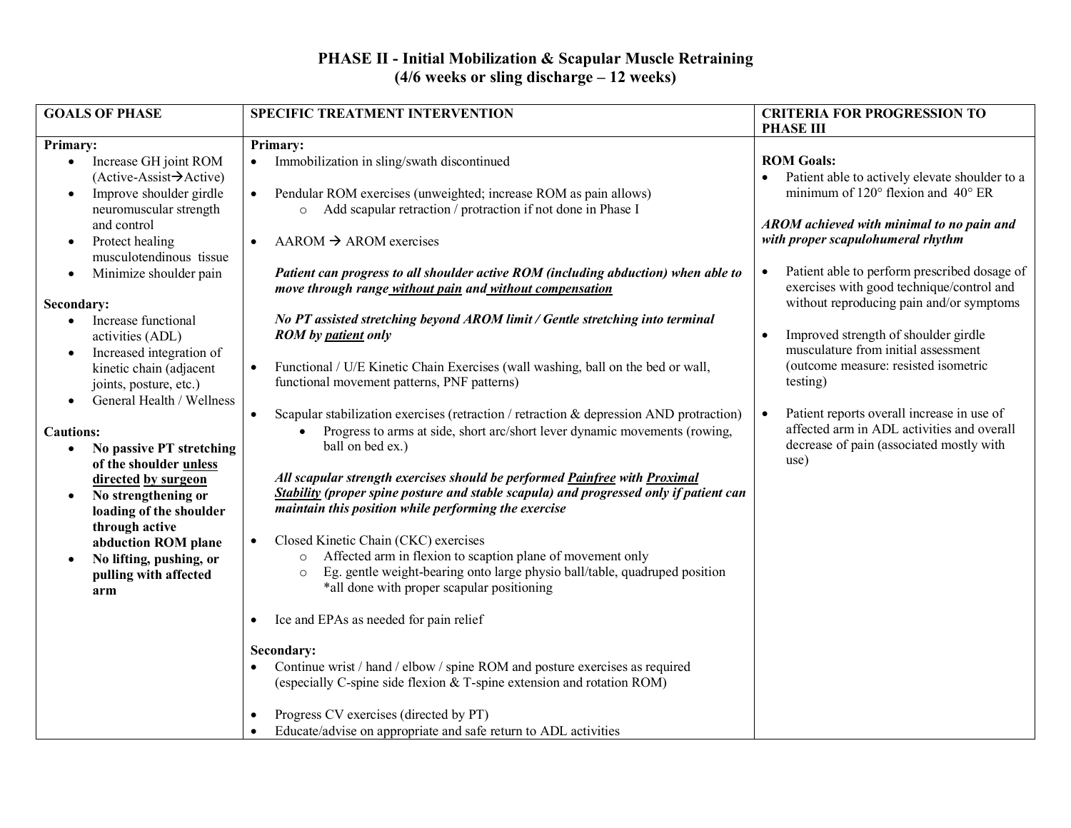# PHASE II - Initial Mobilization & Scapular Muscle Retraining
## (4/6 weeks or sling discharge – 12 weeks)

| GOALS OF PHASE | SPECIFIC TREATMENT INTERVENTION | CRITERIA FOR PROGRESSION TO PHASE III |
|---|---|---|
| **Primary:**<br>• Increase GH joint ROM (Active-Assist→Active)<br>• Improve shoulder girdle neuromuscular strength and control<br>• Protect healing musculotendinous tissue<br>• Minimize shoulder pain<br><br>**Secondary:**<br>• Increase functional activities (ADL)<br>• Increased integration of kinetic chain (adjacent joints, posture, etc.)<br>• General Health / Wellness<br><br>**Cautions:**<br>• **No passive PT stretching of the shoulder <u>unless directed</u> <u>by surgeon</u>**<br>• **No strengthening or loading of the shoulder through active abduction ROM plane**<br>• **No lifting, pushing, or pulling with affected arm** | **Primary:**<br>• Immobilization in sling/swath discontinued<br><br>• Pendular ROM exercises (unweighted; increase ROM as pain allows)<br>&nbsp;&nbsp;&nbsp;&nbsp;○ Add scapular retraction / protraction if not done in Phase I<br><br>• AAROM → AROM exercises<br><br>***Patient can progress to all shoulder active ROM (including abduction) when able to move through range <u>without pain</u> and <u>without compensation</u>***<br><br>***No PT assisted stretching beyond AROM limit / Gentle stretching into terminal ROM by <u>patient</u> only***<br><br>• Functional / U/E Kinetic Chain Exercises (wall washing, ball on the bed or wall, functional movement patterns, PNF patterns)<br><br>• Scapular stabilization exercises (retraction / retraction & depression AND protraction)<br>&nbsp;&nbsp;&nbsp;&nbsp;• Progress to arms at side, short arc/short lever dynamic movements (rowing, ball on bed ex.)<br><br>***All scapular strength exercises should be performed <u>Painfree</u> with <u>Proximal Stability</u> (proper spine posture and stable scapula) and progressed only if patient can maintain this position while performing the exercise***<br><br>• Closed Kinetic Chain (CKC) exercises<br>&nbsp;&nbsp;&nbsp;&nbsp;○ Affected arm in flexion to scaption plane of movement only<br>&nbsp;&nbsp;&nbsp;&nbsp;○ Eg. gentle weight-bearing onto large physio ball/table, quadruped position *all done with proper scapular positioning<br><br>• Ice and EPAs as needed for pain relief<br><br>**Secondary:**<br>• Continue wrist / hand / elbow / spine ROM and posture exercises as required (especially C-spine side flexion & T-spine extension and rotation ROM)<br><br>• Progress CV exercises (directed by PT)<br>• Educate/advise on appropriate and safe return to ADL activities | **ROM Goals:**<br>• Patient able to actively elevate shoulder to a minimum of 120° flexion and 40° ER<br><br>***AROM achieved with minimal to no pain and with proper scapulohumeral rhythm***<br><br>• Patient able to perform prescribed dosage of exercises with good technique/control and without reproducing pain and/or symptoms<br><br>• Improved strength of shoulder girdle musculature from initial assessment (outcome measure: resisted isometric testing)<br><br>• Patient reports overall increase in use of affected arm in ADL activities and overall decrease of pain (associated mostly with use) |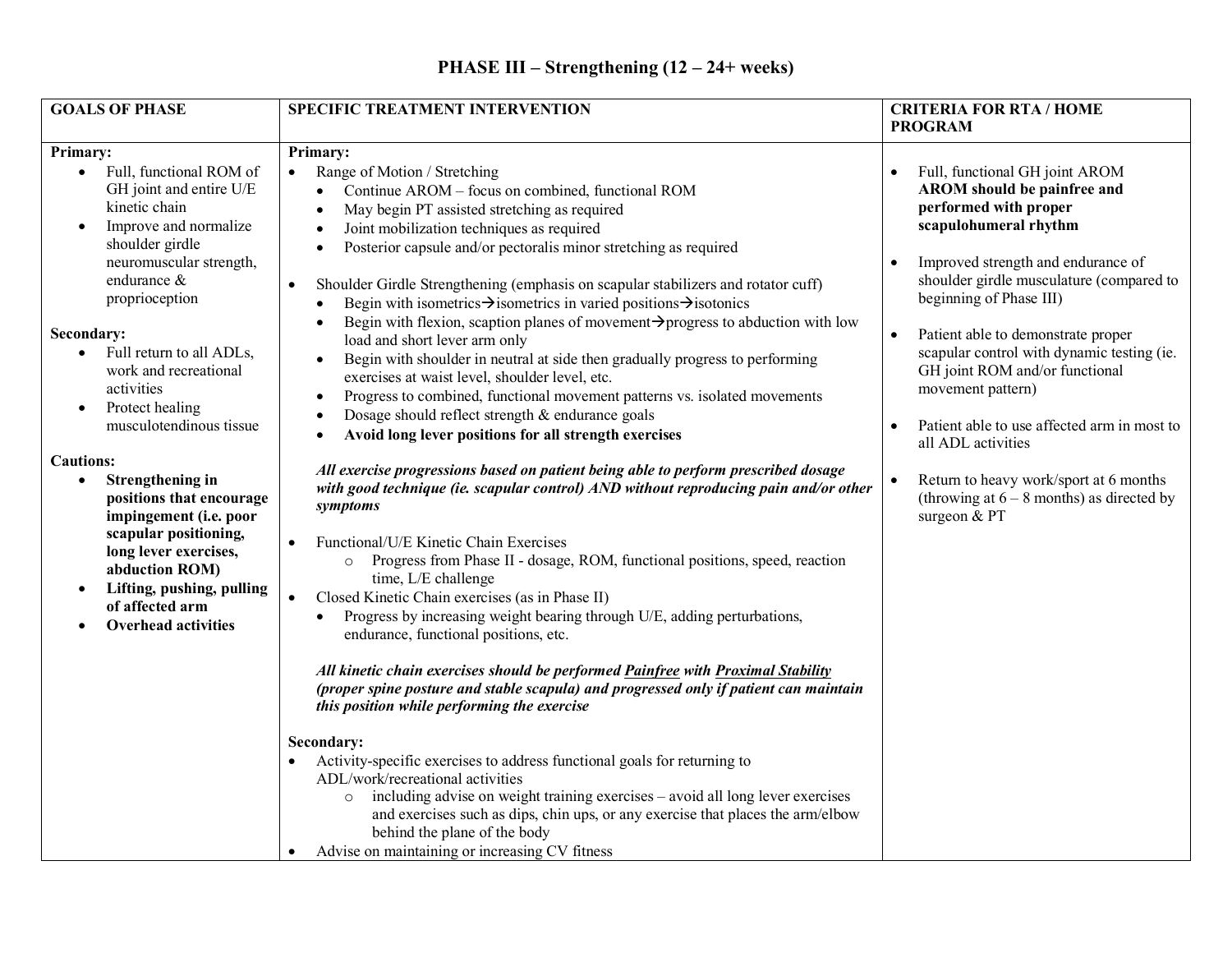# PHASE III – Strengthening (12 – 24+ weeks)

| GOALS OF PHASE | SPECIFIC TREATMENT INTERVENTION | CRITERIA FOR RTA / HOME PROGRAM |
|---|---|---|
| **Primary:**<br>• Full, functional ROM of GH joint and entire U/E kinetic chain<br>• Improve and normalize shoulder girdle neuromuscular strength, endurance & proprioception<br><br>**Secondary:**<br>• Full return to all ADLs, work and recreational activities<br>• Protect healing musculotendinous tissue<br><br>**Cautions:**<br>• **Strengthening in positions that encourage impingement (i.e. poor scapular positioning, long lever exercises, abduction ROM)**<br>• **Lifting, pushing, pulling of affected arm**<br>• **Overhead activities** | **Primary:**<br>• Range of Motion / Stretching<br>  • Continue AROM – focus on combined, functional ROM<br>  • May begin PT assisted stretching as required<br>  • Joint mobilization techniques as required<br>  • Posterior capsule and/or pectoralis minor stretching as required<br><br>• Shoulder Girdle Strengthening (emphasis on scapular stabilizers and rotator cuff)<br>  • Begin with isometrics→isometrics in varied positions→isotonics<br>  • Begin with flexion, scaption planes of movement→progress to abduction with low load and short lever arm only<br>  • Begin with shoulder in neutral at side then gradually progress to performing exercises at waist level, shoulder level, etc.<br>  • Progress to combined, functional movement patterns vs. isolated movements<br>  • Dosage should reflect strength & endurance goals<br>  • **Avoid long lever positions for all strength exercises**<br><br>***All exercise progressions based on patient being able to perform prescribed dosage with good technique (ie. scapular control) AND without reproducing pain and/or other symptoms***<br><br>• Functional/U/E Kinetic Chain Exercises<br>  ○ Progress from Phase II - dosage, ROM, functional positions, speed, reaction time, L/E challenge<br>• Closed Kinetic Chain exercises (as in Phase II)<br>  • Progress by increasing weight bearing through U/E, adding perturbations, endurance, functional positions, etc.<br><br>***All kinetic chain exercises should be performed <u>Painfree</u> with <u>Proximal Stability</u> (proper spine posture and stable scapula) and progressed only if patient can maintain this position while performing the exercise***<br><br>**Secondary:**<br>• Activity-specific exercises to address functional goals for returning to ADL/work/recreational activities<br>  ○ including advise on weight training exercises – avoid all long lever exercises and exercises such as dips, chin ups, or any exercise that places the arm/elbow behind the plane of the body<br>• Advise on maintaining or increasing CV fitness | • Full, functional GH joint AROM **AROM should be painfree and performed with proper scapulohumeral rhythm**<br><br>• Improved strength and endurance of shoulder girdle musculature (compared to beginning of Phase III)<br><br>• Patient able to demonstrate proper scapular control with dynamic testing (ie. GH joint ROM and/or functional movement pattern)<br><br>• Patient able to use affected arm in most to all ADL activities<br><br>• Return to heavy work/sport at 6 months (throwing at 6 – 8 months) as directed by surgeon & PT |